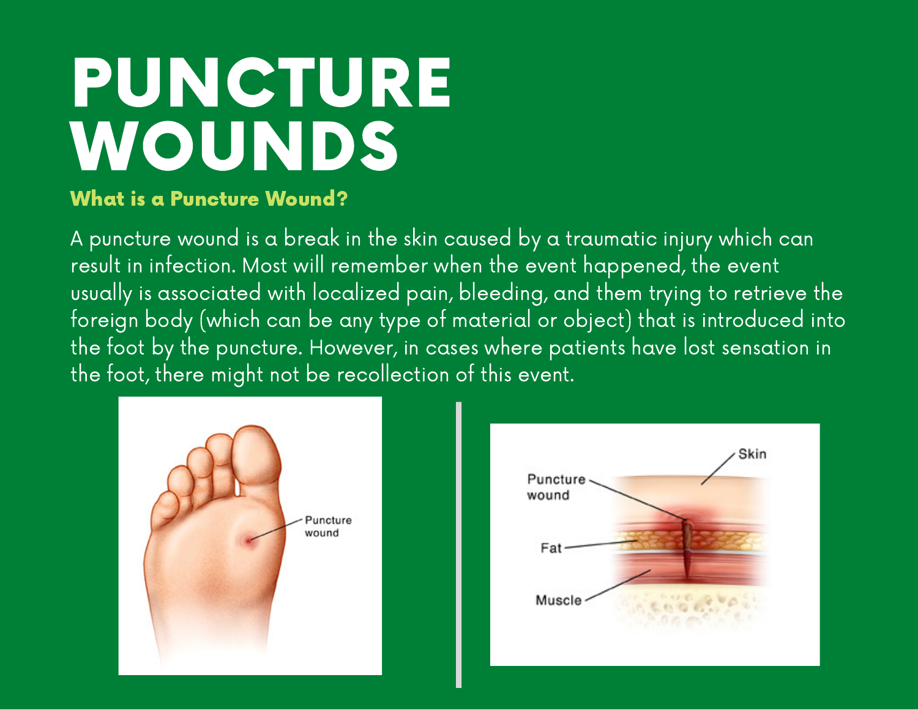# PUNCTURE WOUNDS

### What is a Puncture Wound?

A puncture wound is a break in the skin caused by a traumatic injury which can result in infection. Most will remember when the event happened, the event usually is associated with localized pain, bleeding, and them trying to retrieve the foreign body (which can be any type of material or object) that is introduced into the foot by the puncture. However, in cases where patients have lost sensation in the foot, there might not be recollection of this event.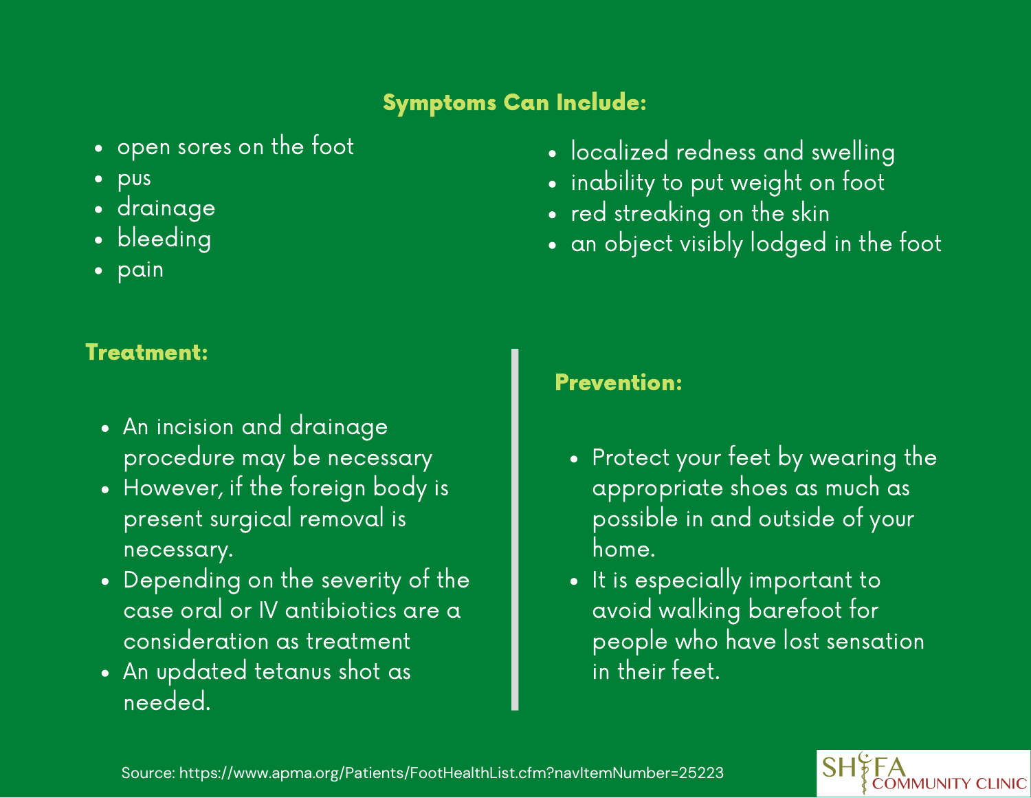## Symptoms Can Include:

- open sores on the foot
- pus
- drainage
- bleeding
- pain
- localized redness and swelling
- inability to put weight on foot
- red streaking on the skin
- an object visibly lodged in the foot

## Treatment:

- An incision and drainage procedure may be necessary
- However, if the foreign body is present surgical removal is necessary.
- Depending on the severity of the case oral or IV antibiotics are a consideration as treatment
- An updated tetanus shot as needed.

## Prevention:

- Protect your feet by wearing the appropriate shoes as much as possible in and outside of your home.
- It is especially important to avoid walking barefoot for people who have lost sensation in their feet.

Source: https://www.apma.org/Patients/FootHealthList.cfm?navItemNumber=25223

SHIFA COMMUNITY CLINIC